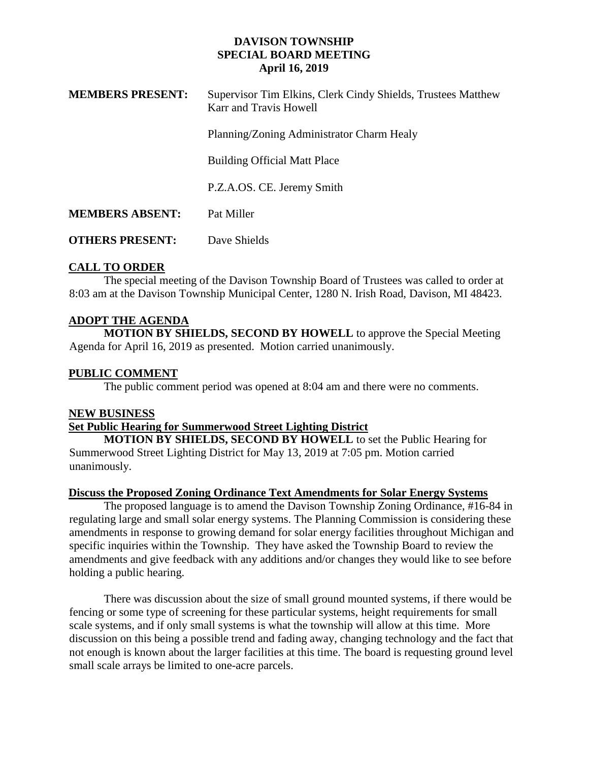# DAVISON TOWNSHIP
## SPECIAL BOARD MEETING
### April 16, 2019

**MEMBERS PRESENT:** Supervisor Tim Elkins, Clerk Cindy Shields, Trustees Matthew Karr and Travis Howell

Planning/Zoning Administrator Charm Healy

Building Official Matt Place

P.Z.A.OS. CE. Jeremy Smith

**MEMBERS ABSENT:** Pat Miller

**OTHERS PRESENT:** Dave Shields

## CALL TO ORDER

The special meeting of the Davison Township Board of Trustees was called to order at 8:03 am at the Davison Township Municipal Center, 1280 N. Irish Road, Davison, MI 48423.

## ADOPT THE AGENDA

**MOTION BY SHIELDS, SECOND BY HOWELL** to approve the Special Meeting Agenda for April 16, 2019 as presented. Motion carried unanimously.

## PUBLIC COMMENT

The public comment period was opened at 8:04 am and there were no comments.

## NEW BUSINESS

### Set Public Hearing for Summerwood Street Lighting District

**MOTION BY SHIELDS, SECOND BY HOWELL** to set the Public Hearing for Summerwood Street Lighting District for May 13, 2019 at 7:05 pm. Motion carried unanimously.

### Discuss the Proposed Zoning Ordinance Text Amendments for Solar Energy Systems

The proposed language is to amend the Davison Township Zoning Ordinance, #16-84 in regulating large and small solar energy systems. The Planning Commission is considering these amendments in response to growing demand for solar energy facilities throughout Michigan and specific inquiries within the Township. They have asked the Township Board to review the amendments and give feedback with any additions and/or changes they would like to see before holding a public hearing.

There was discussion about the size of small ground mounted systems, if there would be fencing or some type of screening for these particular systems, height requirements for small scale systems, and if only small systems is what the township will allow at this time. More discussion on this being a possible trend and fading away, changing technology and the fact that not enough is known about the larger facilities at this time. The board is requesting ground level small scale arrays be limited to one-acre parcels.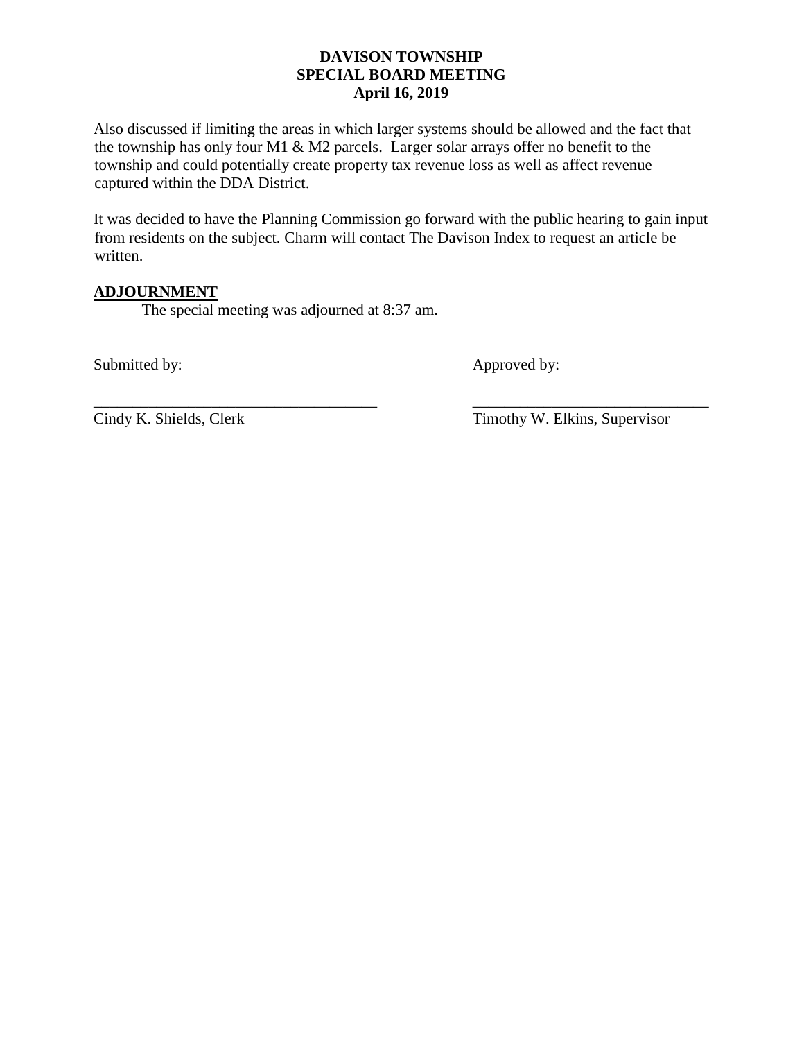Also discussed if limiting the areas in which larger systems should be allowed and the fact that the township has only four M1 & M2 parcels. Larger solar arrays offer no benefit to the township and could potentially create property tax revenue loss as well as affect revenue captured within the DDA District.

It was decided to have the Planning Commission go forward with the public hearing to gain input from residents on the subject. Charm will contact The Davison Index to request an article be written.

**ADJOURNMENT**

The special meeting was adjourned at 8:37 am.

| | |
|---|---|
| Submitted by: | Approved by: |
| _____________________________________ | _______________________________ |
| Cindy K. Shields, Clerk | Timothy W. Elkins, Supervisor |